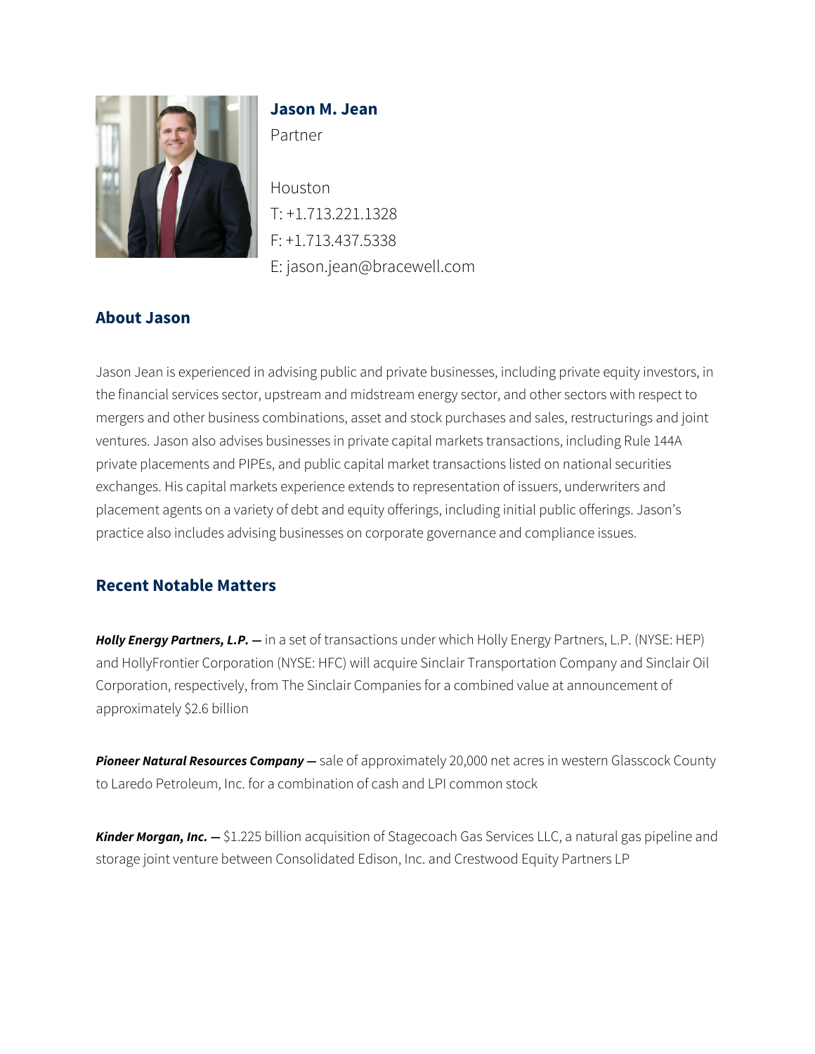# Jason M. Jean

Partner

Houston
T: +1.713.221.1328
F: +1.713.437.5338
E: jason.jean@bracewell.com

## About Jason

Jason Jean is experienced in advising public and private businesses, including private equity investors, in the financial services sector, upstream and midstream energy sector, and other sectors with respect to mergers and other business combinations, asset and stock purchases and sales, restructurings and joint ventures. Jason also advises businesses in private capital markets transactions, including Rule 144A private placements and PIPEs, and public capital market transactions listed on national securities exchanges. His capital markets experience extends to representation of issuers, underwriters and placement agents on a variety of debt and equity offerings, including initial public offerings. Jason's practice also includes advising businesses on corporate governance and compliance issues.

## Recent Notable Matters

***Holly Energy Partners, L.P.* —** in a set of transactions under which Holly Energy Partners, L.P. (NYSE: HEP) and HollyFrontier Corporation (NYSE: HFC) will acquire Sinclair Transportation Company and Sinclair Oil Corporation, respectively, from The Sinclair Companies for a combined value at announcement of approximately $2.6 billion

***Pioneer Natural Resources Company* —** sale of approximately 20,000 net acres in western Glasscock County to Laredo Petroleum, Inc. for a combination of cash and LPI common stock

***Kinder Morgan, Inc.* —** $1.225 billion acquisition of Stagecoach Gas Services LLC, a natural gas pipeline and storage joint venture between Consolidated Edison, Inc. and Crestwood Equity Partners LP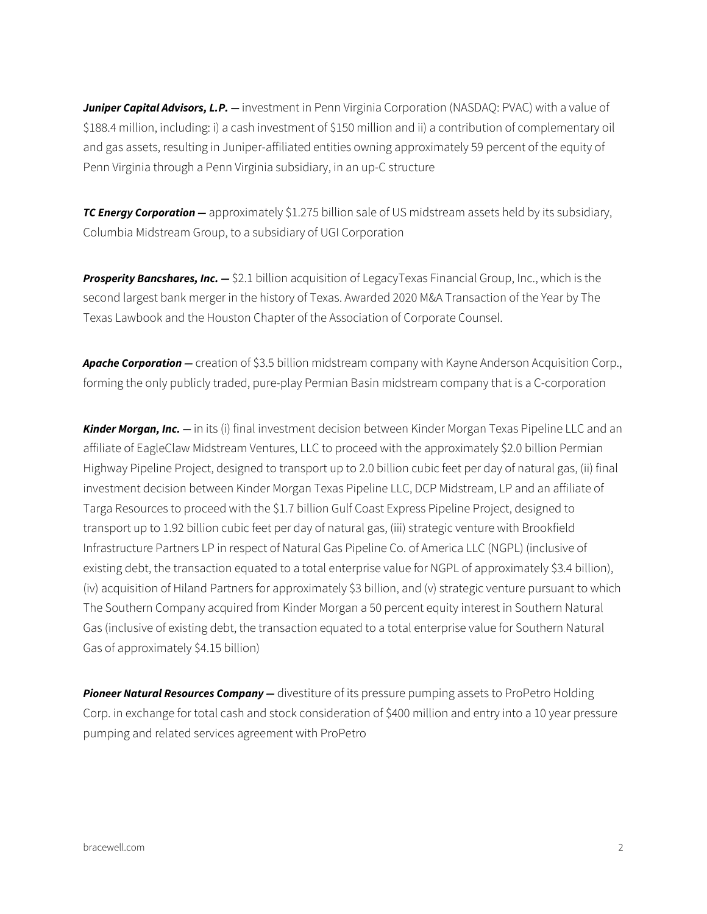***Juniper Capital Advisors, L.P. —*** investment in Penn Virginia Corporation (NASDAQ: PVAC) with a value of $188.4 million, including: i) a cash investment of $150 million and ii) a contribution of complementary oil and gas assets, resulting in Juniper-affiliated entities owning approximately 59 percent of the equity of Penn Virginia through a Penn Virginia subsidiary, in an up-C structure

***TC Energy Corporation —*** approximately $1.275 billion sale of US midstream assets held by its subsidiary, Columbia Midstream Group, to a subsidiary of UGI Corporation

***Prosperity Bancshares, Inc. —*** $2.1 billion acquisition of LegacyTexas Financial Group, Inc., which is the second largest bank merger in the history of Texas. Awarded 2020 M&A Transaction of the Year by The Texas Lawbook and the Houston Chapter of the Association of Corporate Counsel.

***Apache Corporation —*** creation of $3.5 billion midstream company with Kayne Anderson Acquisition Corp., forming the only publicly traded, pure-play Permian Basin midstream company that is a C-corporation

***Kinder Morgan, Inc. —*** in its (i) final investment decision between Kinder Morgan Texas Pipeline LLC and an affiliate of EagleClaw Midstream Ventures, LLC to proceed with the approximately $2.0 billion Permian Highway Pipeline Project, designed to transport up to 2.0 billion cubic feet per day of natural gas, (ii) final investment decision between Kinder Morgan Texas Pipeline LLC, DCP Midstream, LP and an affiliate of Targa Resources to proceed with the $1.7 billion Gulf Coast Express Pipeline Project, designed to transport up to 1.92 billion cubic feet per day of natural gas, (iii) strategic venture with Brookfield Infrastructure Partners LP in respect of Natural Gas Pipeline Co. of America LLC (NGPL) (inclusive of existing debt, the transaction equated to a total enterprise value for NGPL of approximately $3.4 billion), (iv) acquisition of Hiland Partners for approximately $3 billion, and (v) strategic venture pursuant to which The Southern Company acquired from Kinder Morgan a 50 percent equity interest in Southern Natural Gas (inclusive of existing debt, the transaction equated to a total enterprise value for Southern Natural Gas of approximately $4.15 billion)

***Pioneer Natural Resources Company —*** divestiture of its pressure pumping assets to ProPetro Holding Corp. in exchange for total cash and stock consideration of $400 million and entry into a 10 year pressure pumping and related services agreement with ProPetro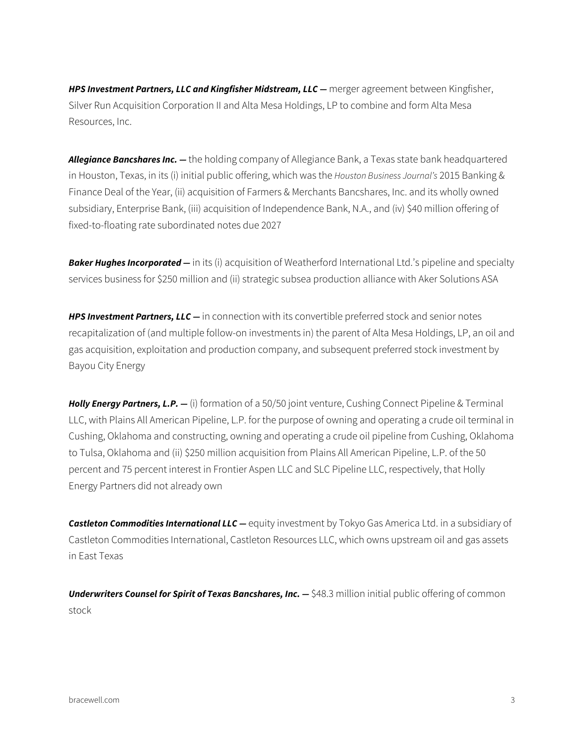***HPS Investment Partners, LLC and Kingfisher Midstream, LLC —*** merger agreement between Kingfisher, Silver Run Acquisition Corporation II and Alta Mesa Holdings, LP to combine and form Alta Mesa Resources, Inc.

***Allegiance Bancshares Inc. —*** the holding company of Allegiance Bank, a Texas state bank headquartered in Houston, Texas, in its (i) initial public offering, which was the *Houston Business Journal's* 2015 Banking & Finance Deal of the Year, (ii) acquisition of Farmers & Merchants Bancshares, Inc. and its wholly owned subsidiary, Enterprise Bank, (iii) acquisition of Independence Bank, N.A., and (iv) $40 million offering of fixed-to-floating rate subordinated notes due 2027

***Baker Hughes Incorporated —*** in its (i) acquisition of Weatherford International Ltd.'s pipeline and specialty services business for $250 million and (ii) strategic subsea production alliance with Aker Solutions ASA

***HPS Investment Partners, LLC —*** in connection with its convertible preferred stock and senior notes recapitalization of (and multiple follow-on investments in) the parent of Alta Mesa Holdings, LP, an oil and gas acquisition, exploitation and production company, and subsequent preferred stock investment by Bayou City Energy

***Holly Energy Partners, L.P. —*** (i) formation of a 50/50 joint venture, Cushing Connect Pipeline & Terminal LLC, with Plains All American Pipeline, L.P. for the purpose of owning and operating a crude oil terminal in Cushing, Oklahoma and constructing, owning and operating a crude oil pipeline from Cushing, Oklahoma to Tulsa, Oklahoma and (ii) $250 million acquisition from Plains All American Pipeline, L.P. of the 50 percent and 75 percent interest in Frontier Aspen LLC and SLC Pipeline LLC, respectively, that Holly Energy Partners did not already own

***Castleton Commodities International LLC —*** equity investment by Tokyo Gas America Ltd. in a subsidiary of Castleton Commodities International, Castleton Resources LLC, which owns upstream oil and gas assets in East Texas

***Underwriters Counsel for Spirit of Texas Bancshares, Inc. —*** $48.3 million initial public offering of common stock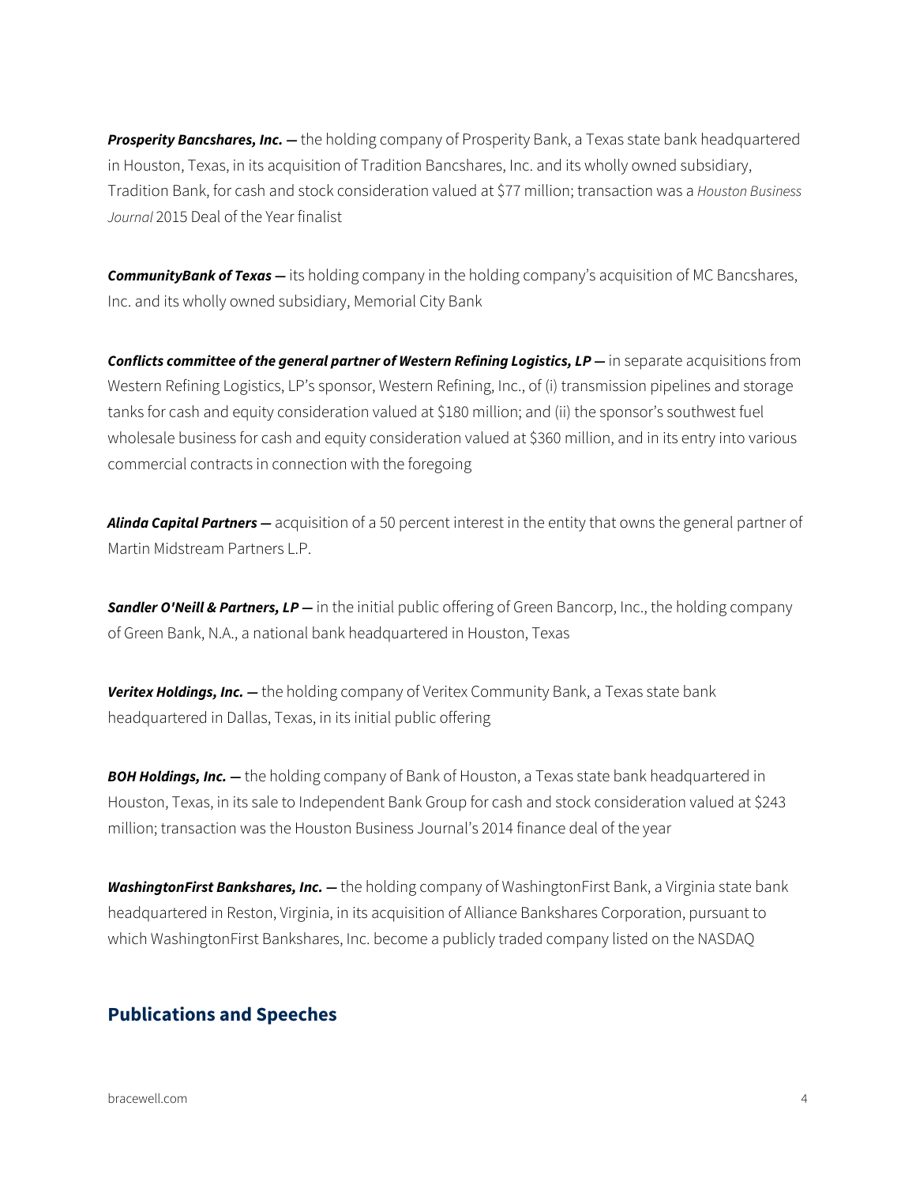***Prosperity Bancshares, Inc. —*** the holding company of Prosperity Bank, a Texas state bank headquartered in Houston, Texas, in its acquisition of Tradition Bancshares, Inc. and its wholly owned subsidiary, Tradition Bank, for cash and stock consideration valued at $77 million; transaction was a *Houston Business Journal* 2015 Deal of the Year finalist

***CommunityBank of Texas —*** its holding company in the holding company's acquisition of MC Bancshares, Inc. and its wholly owned subsidiary, Memorial City Bank

***Conflicts committee of the general partner of Western Refining Logistics, LP —*** in separate acquisitions from Western Refining Logistics, LP's sponsor, Western Refining, Inc., of (i) transmission pipelines and storage tanks for cash and equity consideration valued at $180 million; and (ii) the sponsor's southwest fuel wholesale business for cash and equity consideration valued at $360 million, and in its entry into various commercial contracts in connection with the foregoing

***Alinda Capital Partners —*** acquisition of a 50 percent interest in the entity that owns the general partner of Martin Midstream Partners L.P.

***Sandler O'Neill & Partners, LP —*** in the initial public offering of Green Bancorp, Inc., the holding company of Green Bank, N.A., a national bank headquartered in Houston, Texas

***Veritex Holdings, Inc. —*** the holding company of Veritex Community Bank, a Texas state bank headquartered in Dallas, Texas, in its initial public offering

***BOH Holdings, Inc. —*** the holding company of Bank of Houston, a Texas state bank headquartered in Houston, Texas, in its sale to Independent Bank Group for cash and stock consideration valued at $243 million; transaction was the Houston Business Journal's 2014 finance deal of the year

***WashingtonFirst Bankshares, Inc. —*** the holding company of WashingtonFirst Bank, a Virginia state bank headquartered in Reston, Virginia, in its acquisition of Alliance Bankshares Corporation, pursuant to which WashingtonFirst Bankshares, Inc. become a publicly traded company listed on the NASDAQ

## Publications and Speeches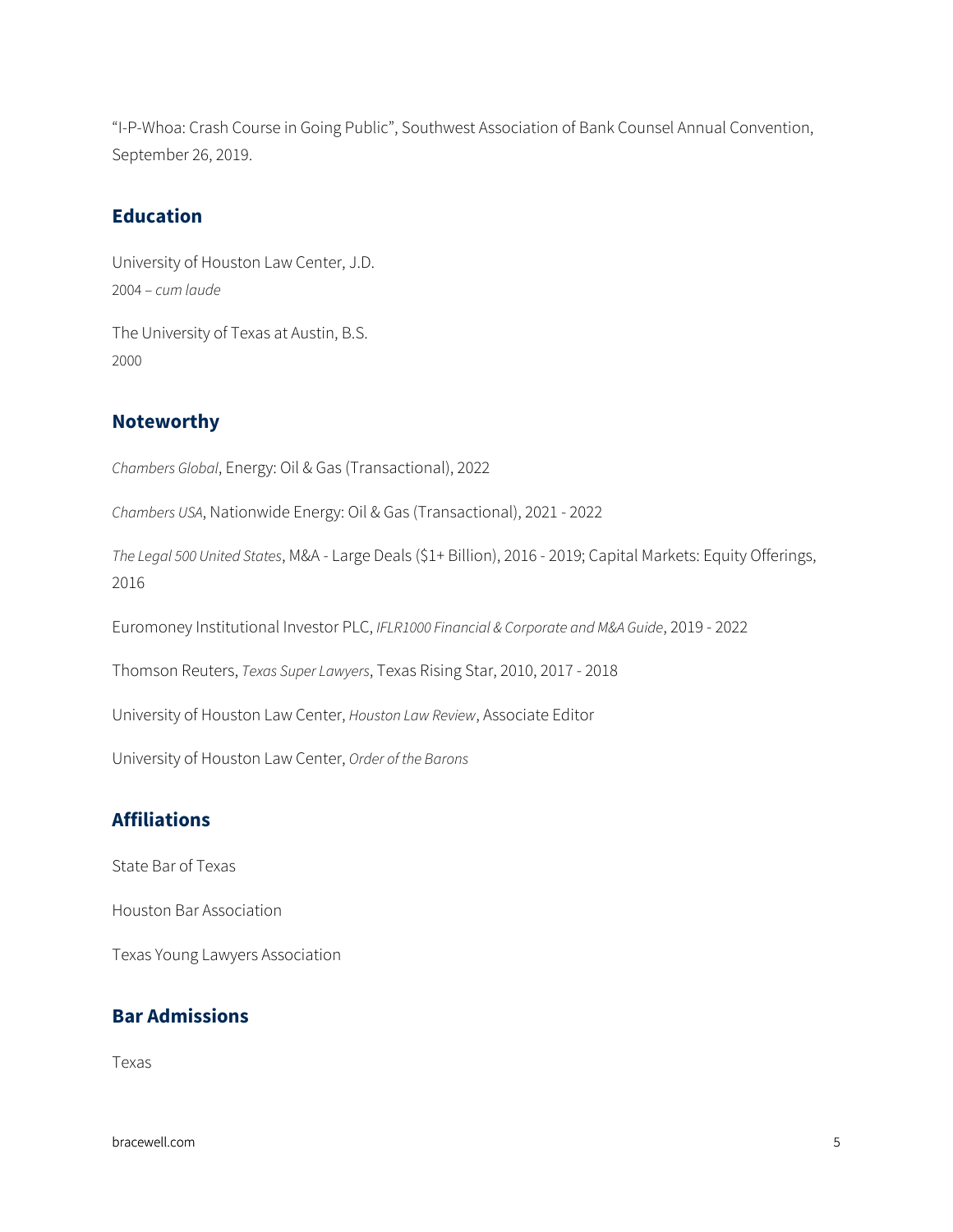"I-P-Whoa: Crash Course in Going Public", Southwest Association of Bank Counsel Annual Convention, September 26, 2019.

## Education

University of Houston Law Center, J.D.
2004 – *cum laude*

The University of Texas at Austin, B.S.
2000

## Noteworthy

*Chambers Global*, Energy: Oil & Gas (Transactional), 2022

*Chambers USA*, Nationwide Energy: Oil & Gas (Transactional), 2021 - 2022

*The Legal 500 United States*, M&A - Large Deals ($1+ Billion), 2016 - 2019; Capital Markets: Equity Offerings, 2016

Euromoney Institutional Investor PLC, *IFLR1000 Financial & Corporate and M&A Guide*, 2019 - 2022

Thomson Reuters, *Texas Super Lawyers*, Texas Rising Star, 2010, 2017 - 2018

University of Houston Law Center, *Houston Law Review*, Associate Editor

University of Houston Law Center, *Order of the Barons*

## Affiliations

State Bar of Texas

Houston Bar Association

Texas Young Lawyers Association

## Bar Admissions

Texas